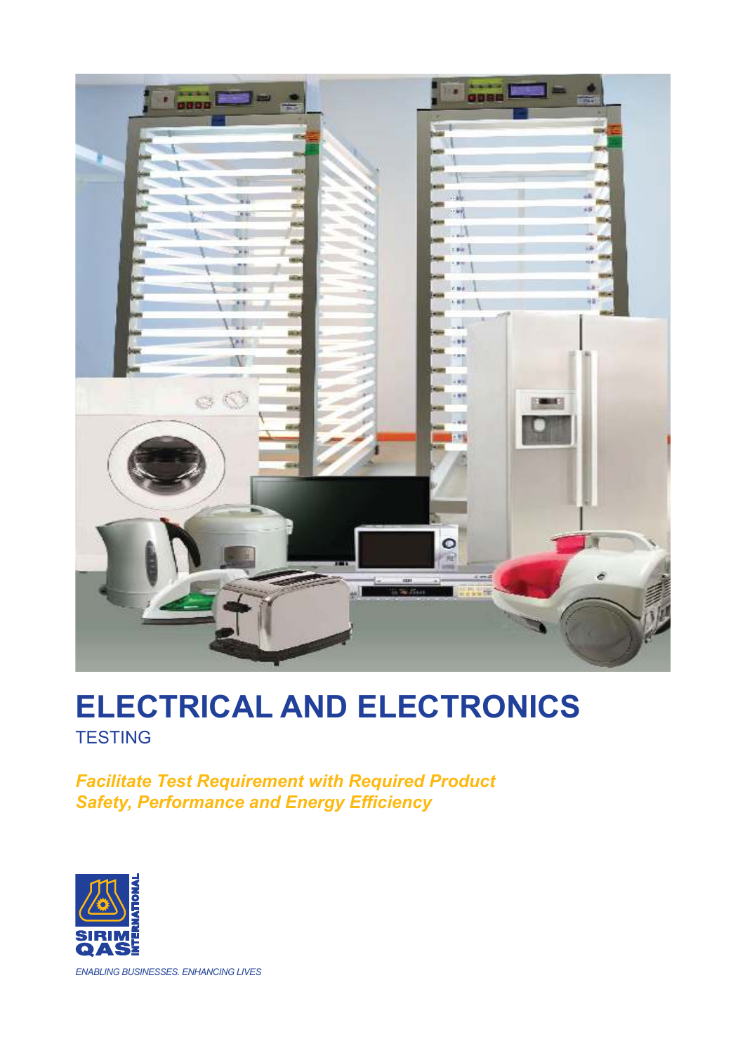# ELECTRICAL AND ELECTRONICS

TESTING

***Facilitate Test Requirement with Required Product Safety, Performance and Energy Efficiency***

SIRIM QAS INTERNATIONAL

*ENABLING BUSINESSES. ENHANCING LIVES*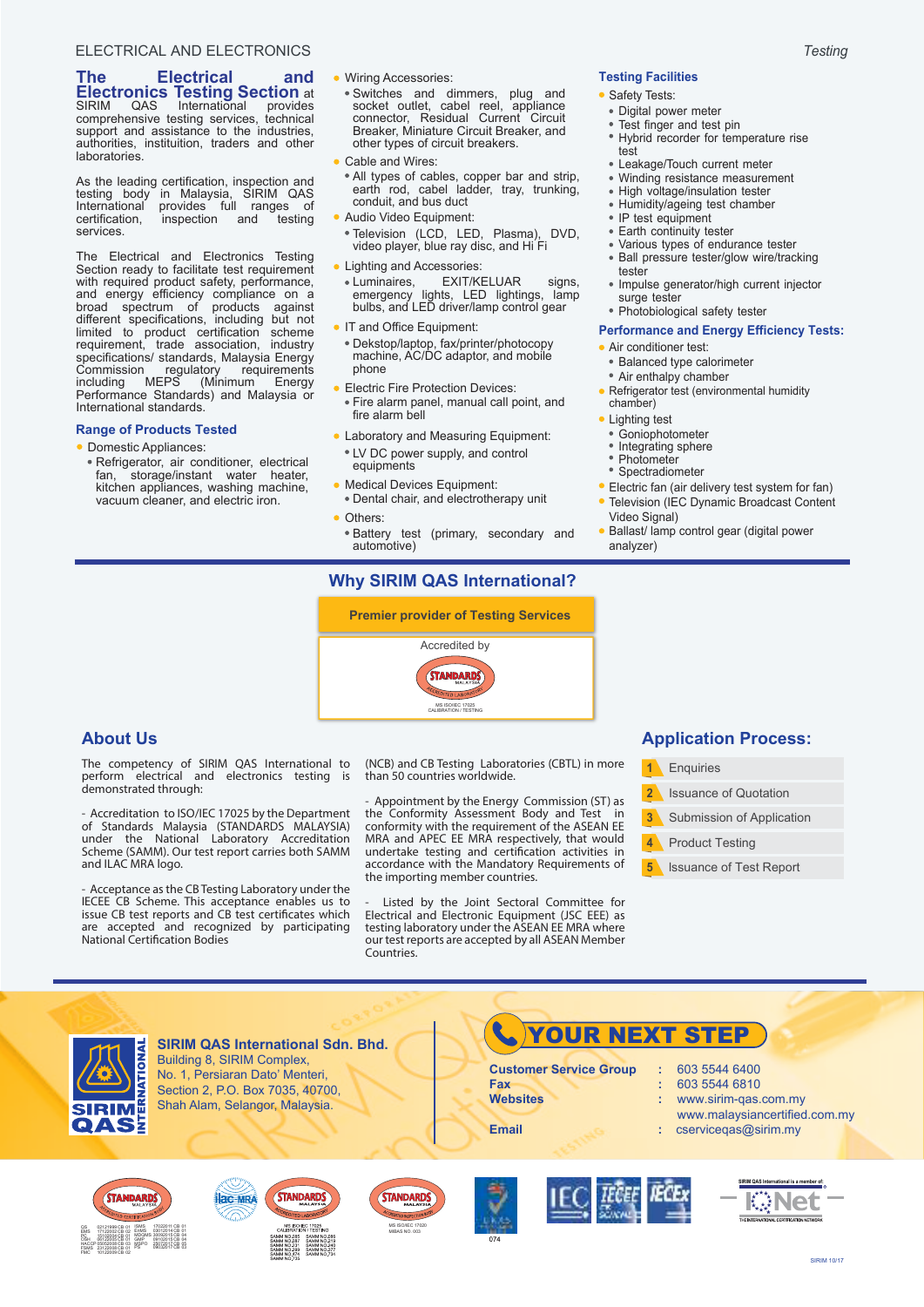ELECTRICAL AND ELECTRONICS

Testing

**The Electrical and Electronics Testing Section** at SIRIM QAS International provides comprehensive testing services, technical support and assistance to the industries, authorities, instituition, traders and other laboratories.

As the leading certification, inspection and testing body in Malaysia, SIRIM QAS International provides full ranges of certification, inspection and testing services.

The Electrical and Electronics Testing Section ready to facilitate test requirement with required product safety, performance, and energy efficiency compliance on a broad spectrum of products against different specifications, including but not limited to product certification scheme requirement, trade association, industry specifications/ standards, Malaysia Energy Commission regulatory requirements including MEPS (Minimum Energy Performance Standards) and Malaysia or International standards.

### Range of Products Tested

- Domestic Appliances:
  - Refrigerator, air conditioner, electrical fan, storage/instant water heater, kitchen appliances, washing machine, vacuum cleaner, and electric iron.
- Wiring Accessories:
  - Switches and dimmers, plug and socket outlet, cabel reel, appliance connector, Residual Current Circuit Breaker, Miniature Circuit Breaker, and other types of circuit breakers.
- Cable and Wires:
  - All types of cables, copper bar and strip, earth rod, cabel ladder, tray, trunking, conduit, and bus duct
- Audio Video Equipment:
  - Television (LCD, LED, Plasma), DVD, video player, blue ray disc, and Hi Fi
- Lighting and Accessories:
  - Luminaires, EXIT/KELUAR signs, emergency lights, LED lightings, lamp bulbs, and LED driver/lamp control gear
- IT and Office Equipment:
  - Dekstop/laptop, fax/printer/photocopy machine, AC/DC adaptor, and mobile phone
- Electric Fire Protection Devices:
  - Fire alarm panel, manual call point, and fire alarm bell
- Laboratory and Measuring Equipment:
  - LV DC power supply, and control equipments
- Medical Devices Equipment:
  - Dental chair, and electrotherapy unit
- Others:
  - Battery test (primary, secondary and automotive)

### Testing Facilities

- Safety Tests:
  - Digital power meter
  - Test finger and test pin
  - Hybrid recorder for temperature rise test
  - Leakage/Touch current meter
  - Winding resistance measurement
  - High voltage/insulation tester
  - Humidity/ageing test chamber
  - IP test equipment
  - Earth continuity tester
  - Various types of endurance tester
  - Ball pressure tester/glow wire/tracking tester
  - Impulse generator/high current injector surge tester
  - Photobiological safety tester

### Performance and Energy Efficiency Tests:

- Air conditioner test:
  - Balanced type calorimeter
  - Air enthalpy chamber
- Refrigerator test (environmental humidity chamber)
- Lighting test
  - Goniophotometer
  - Integrating sphere
  - Photometer
  - Spectradiometer
- Electric fan (air delivery test system for fan)
- Television (IEC Dynamic Broadcast Content Video Signal)
- Ballast/ lamp control gear (digital power analyzer)

## Why SIRIM QAS International?

**Premier provider of Testing Services**

Accredited by

STANDARDS MALAYSIA ACCREDITED LABORATORY
MS ISO/IEC 17025
CALIBRATION / TESTING

## About Us

The competency of SIRIM QAS International to perform electrical and electronics testing is demonstrated through:

- Accreditation to ISO/IEC 17025 by the Department of Standards Malaysia (STANDARDS MALAYSIA) under the National Laboratory Accreditation Scheme (SAMM). Our test report carries both SAMM and ILAC MRA logo.

- Acceptance as the CB Testing Laboratory under the IECEE CB Scheme. This acceptance enables us to issue CB test reports and CB test certificates which are accepted and recognized by participating National Certification Bodies (NCB) and CB Testing Laboratories (CBTL) in more than 50 countries worldwide.

- Appointment by the Energy Commission (ST) as the Conformity Assessment Body and Test in conformity with the requirement of the ASEAN EE MRA and APEC EE MRA respectively, that would undertake testing and certification activities in accordance with the Mandatory Requirements of the importing member countries.

- Listed by the Joint Sectoral Committee for Electrical and Electronic Equipment (JSC EEE) as testing laboratory under the ASEAN EE MRA where our test reports are accepted by all ASEAN Member Countries.

## Application Process:

1. Enquiries
2. Issuance of Quotation
3. Submission of Application
4. Product Testing
5. Issuance of Test Report

**SIRIM QAS International Sdn. Bhd.**
Building 8, SIRIM Complex,
No. 1, Persiaran Dato' Menteri,
Section 2, P.O. Box 7035, 40700,
Shah Alam, Selangor, Malaysia.

**YOUR NEXT STEP**

| | | |
|---|---|---|
| **Customer Service Group** | : | 603 5544 6400 |
| **Fax** | : | 603 5544 6810 |
| **Websites** | : | www.sirim-qas.com.my<br>www.malaysiancertified.com.my |
| **Email** | : | cserviceqas@sirim.my |

SIRIM QAS International is a member of: IQNet THE INTERNATIONAL CERTIFICATION NETWORK

SIRIM 10/17